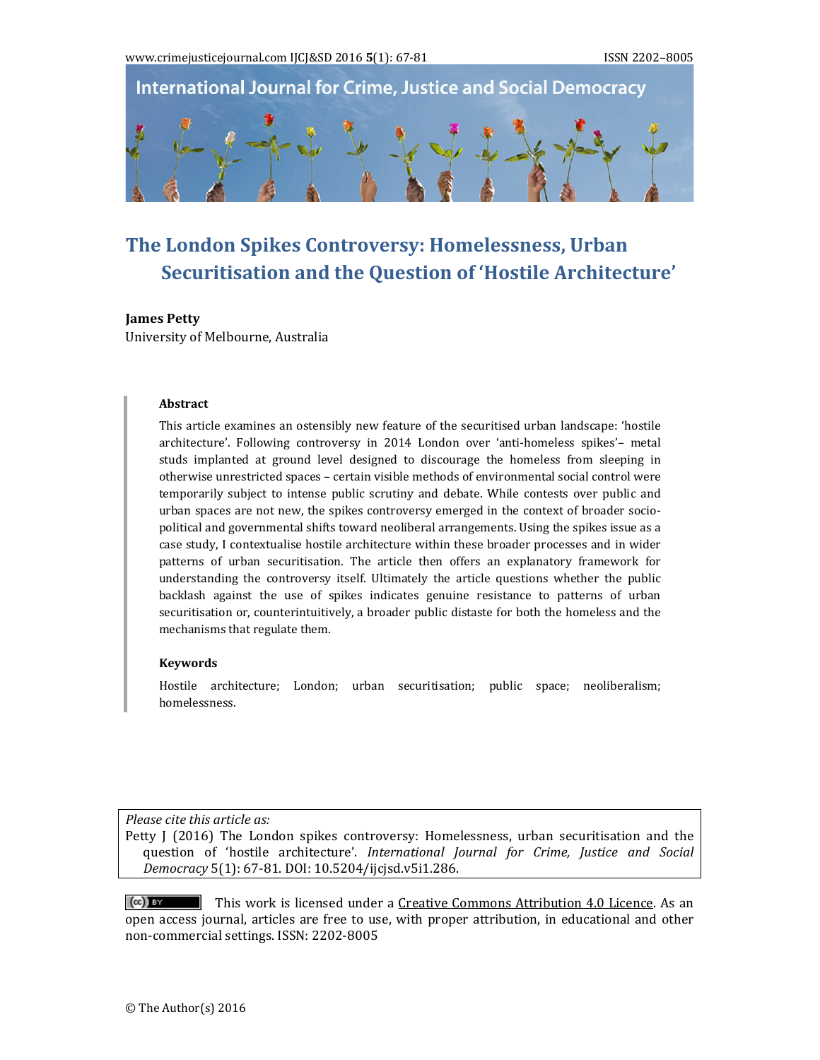# The London Spikes Controversy: Homelessness, Urban Securitisation and the Question of 'Hostile Architecture'

**James Petty**
University of Melbourne, Australia

## Abstract

This article examines an ostensibly new feature of the securitised urban landscape: 'hostile architecture'. Following controversy in 2014 London over 'anti-homeless spikes'– metal studs implanted at ground level designed to discourage the homeless from sleeping in otherwise unrestricted spaces – certain visible methods of environmental social control were temporarily subject to intense public scrutiny and debate. While contests over public and urban spaces are not new, the spikes controversy emerged in the context of broader socio-political and governmental shifts toward neoliberal arrangements. Using the spikes issue as a case study, I contextualise hostile architecture within these broader processes and in wider patterns of urban securitisation. The article then offers an explanatory framework for understanding the controversy itself. Ultimately the article questions whether the public backlash against the use of spikes indicates genuine resistance to patterns of urban securitisation or, counterintuitively, a broader public distaste for both the homeless and the mechanisms that regulate them.

## Keywords

Hostile architecture; London; urban securitisation; public space; neoliberalism; homelessness.

*Please cite this article as:*
Petty J (2016) The London spikes controversy: Homelessness, urban securitisation and the question of 'hostile architecture'. *International Journal for Crime, Justice and Social Democracy* 5(1): 67-81. DOI: 10.5204/ijcjsd.v5i1.286.

This work is licensed under a Creative Commons Attribution 4.0 Licence. As an open access journal, articles are free to use, with proper attribution, in educational and other non-commercial settings. ISSN: 2202-8005

© The Author(s) 2016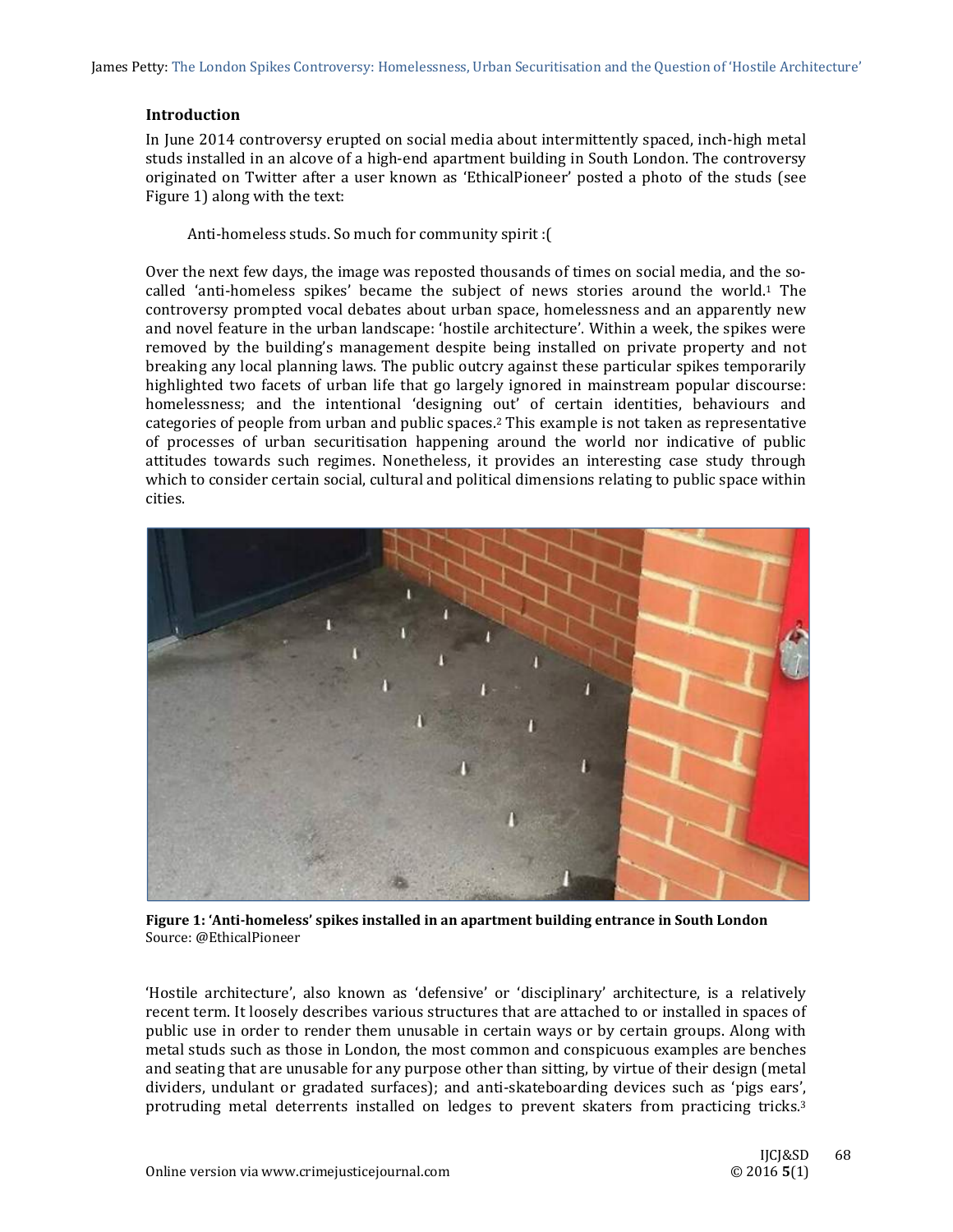## Introduction

In June 2014 controversy erupted on social media about intermittently spaced, inch-high metal studs installed in an alcove of a high-end apartment building in South London. The controversy originated on Twitter after a user known as 'EthicalPioneer' posted a photo of the studs (see Figure 1) along with the text:

> Anti-homeless studs. So much for community spirit :(

Over the next few days, the image was reposted thousands of times on social media, and the so-called 'anti-homeless spikes' became the subject of news stories around the world.[1] The controversy prompted vocal debates about urban space, homelessness and an apparently new and novel feature in the urban landscape: 'hostile architecture'. Within a week, the spikes were removed by the building's management despite being installed on private property and not breaking any local planning laws. The public outcry against these particular spikes temporarily highlighted two facets of urban life that go largely ignored in mainstream popular discourse: homelessness; and the intentional 'designing out' of certain identities, behaviours and categories of people from urban and public spaces.[2] This example is not taken as representative of processes of urban securitisation happening around the world nor indicative of public attitudes towards such regimes. Nonetheless, it provides an interesting case study through which to consider certain social, cultural and political dimensions relating to public space within cities.

**Figure 1: 'Anti-homeless' spikes installed in an apartment building entrance in South London**
Source: @EthicalPioneer

'Hostile architecture', also known as 'defensive' or 'disciplinary' architecture, is a relatively recent term. It loosely describes various structures that are attached to or installed in spaces of public use in order to render them unusable in certain ways or by certain groups. Along with metal studs such as those in London, the most common and conspicuous examples are benches and seating that are unusable for any purpose other than sitting, by virtue of their design (metal dividers, undulant or gradated surfaces); and anti-skateboarding devices such as 'pigs ears', protruding metal deterrents installed on ledges to prevent skaters from practicing tricks.[3]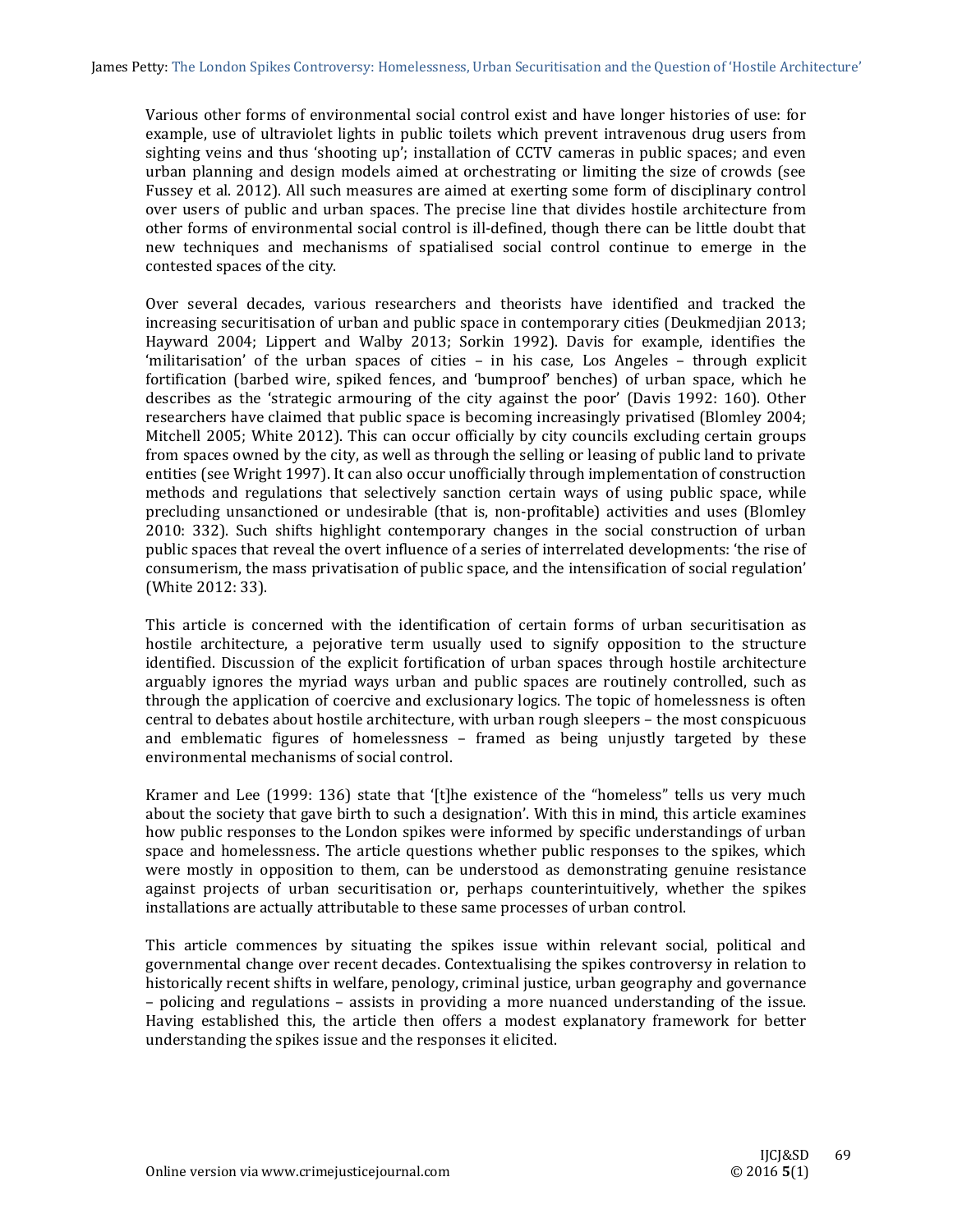Various other forms of environmental social control exist and have longer histories of use: for example, use of ultraviolet lights in public toilets which prevent intravenous drug users from sighting veins and thus 'shooting up'; installation of CCTV cameras in public spaces; and even urban planning and design models aimed at orchestrating or limiting the size of crowds (see Fussey et al. 2012). All such measures are aimed at exerting some form of disciplinary control over users of public and urban spaces. The precise line that divides hostile architecture from other forms of environmental social control is ill-defined, though there can be little doubt that new techniques and mechanisms of spatialised social control continue to emerge in the contested spaces of the city.

Over several decades, various researchers and theorists have identified and tracked the increasing securitisation of urban and public space in contemporary cities (Deukmedjian 2013; Hayward 2004; Lippert and Walby 2013; Sorkin 1992). Davis for example, identifies the 'militarisation' of the urban spaces of cities – in his case, Los Angeles – through explicit fortification (barbed wire, spiked fences, and 'bumproof' benches) of urban space, which he describes as the 'strategic armouring of the city against the poor' (Davis 1992: 160). Other researchers have claimed that public space is becoming increasingly privatised (Blomley 2004; Mitchell 2005; White 2012). This can occur officially by city councils excluding certain groups from spaces owned by the city, as well as through the selling or leasing of public land to private entities (see Wright 1997). It can also occur unofficially through implementation of construction methods and regulations that selectively sanction certain ways of using public space, while precluding unsanctioned or undesirable (that is, non-profitable) activities and uses (Blomley 2010: 332). Such shifts highlight contemporary changes in the social construction of urban public spaces that reveal the overt influence of a series of interrelated developments: 'the rise of consumerism, the mass privatisation of public space, and the intensification of social regulation' (White 2012: 33).

This article is concerned with the identification of certain forms of urban securitisation as hostile architecture, a pejorative term usually used to signify opposition to the structure identified. Discussion of the explicit fortification of urban spaces through hostile architecture arguably ignores the myriad ways urban and public spaces are routinely controlled, such as through the application of coercive and exclusionary logics. The topic of homelessness is often central to debates about hostile architecture, with urban rough sleepers – the most conspicuous and emblematic figures of homelessness – framed as being unjustly targeted by these environmental mechanisms of social control.

Kramer and Lee (1999: 136) state that '[t]he existence of the "homeless" tells us very much about the society that gave birth to such a designation'. With this in mind, this article examines how public responses to the London spikes were informed by specific understandings of urban space and homelessness. The article questions whether public responses to the spikes, which were mostly in opposition to them, can be understood as demonstrating genuine resistance against projects of urban securitisation or, perhaps counterintuitively, whether the spikes installations are actually attributable to these same processes of urban control.

This article commences by situating the spikes issue within relevant social, political and governmental change over recent decades. Contextualising the spikes controversy in relation to historically recent shifts in welfare, penology, criminal justice, urban geography and governance – policing and regulations – assists in providing a more nuanced understanding of the issue. Having established this, the article then offers a modest explanatory framework for better understanding the spikes issue and the responses it elicited.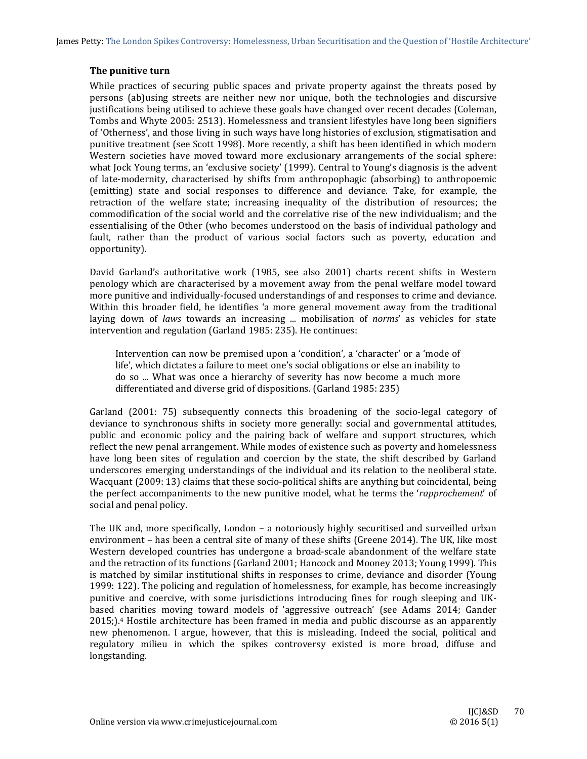### The punitive turn

While practices of securing public spaces and private property against the threats posed by persons (ab)using streets are neither new nor unique, both the technologies and discursive justifications being utilised to achieve these goals have changed over recent decades (Coleman, Tombs and Whyte 2005: 2513). Homelessness and transient lifestyles have long been signifiers of 'Otherness', and those living in such ways have long histories of exclusion, stigmatisation and punitive treatment (see Scott 1998). More recently, a shift has been identified in which modern Western societies have moved toward more exclusionary arrangements of the social sphere: what Jock Young terms, an 'exclusive society' (1999). Central to Young's diagnosis is the advent of late-modernity, characterised by shifts from anthropophagic (absorbing) to anthropoemic (emitting) state and social responses to difference and deviance. Take, for example, the retraction of the welfare state; increasing inequality of the distribution of resources; the commodification of the social world and the correlative rise of the new individualism; and the essentialising of the Other (who becomes understood on the basis of individual pathology and fault, rather than the product of various social factors such as poverty, education and opportunity).

David Garland's authoritative work (1985, see also 2001) charts recent shifts in Western penology which are characterised by a movement away from the penal welfare model toward more punitive and individually-focused understandings of and responses to crime and deviance. Within this broader field, he identifies 'a more general movement away from the traditional laying down of *laws* towards an increasing ... mobilisation of *norms*' as vehicles for state intervention and regulation (Garland 1985: 235). He continues:

> Intervention can now be premised upon a 'condition', a 'character' or a 'mode of life', which dictates a failure to meet one's social obligations or else an inability to do so ... What was once a hierarchy of severity has now become a much more differentiated and diverse grid of dispositions. (Garland 1985: 235)

Garland (2001: 75) subsequently connects this broadening of the socio-legal category of deviance to synchronous shifts in society more generally: social and governmental attitudes, public and economic policy and the pairing back of welfare and support structures, which reflect the new penal arrangement. While modes of existence such as poverty and homelessness have long been sites of regulation and coercion by the state, the shift described by Garland underscores emerging understandings of the individual and its relation to the neoliberal state. Wacquant (2009: 13) claims that these socio-political shifts are anything but coincidental, being the perfect accompaniments to the new punitive model, what he terms the '*rapprochement*' of social and penal policy.

The UK and, more specifically, London – a notoriously highly securitised and surveilled urban environment – has been a central site of many of these shifts (Greene 2014). The UK, like most Western developed countries has undergone a broad-scale abandonment of the welfare state and the retraction of its functions (Garland 2001; Hancock and Mooney 2013; Young 1999). This is matched by similar institutional shifts in responses to crime, deviance and disorder (Young 1999: 122). The policing and regulation of homelessness, for example, has become increasingly punitive and coercive, with some jurisdictions introducing fines for rough sleeping and UK-based charities moving toward models of 'aggressive outreach' (see Adams 2014; Gander 2015;).[4] Hostile architecture has been framed in media and public discourse as an apparently new phenomenon. I argue, however, that this is misleading. Indeed the social, political and regulatory milieu in which the spikes controversy existed is more broad, diffuse and longstanding.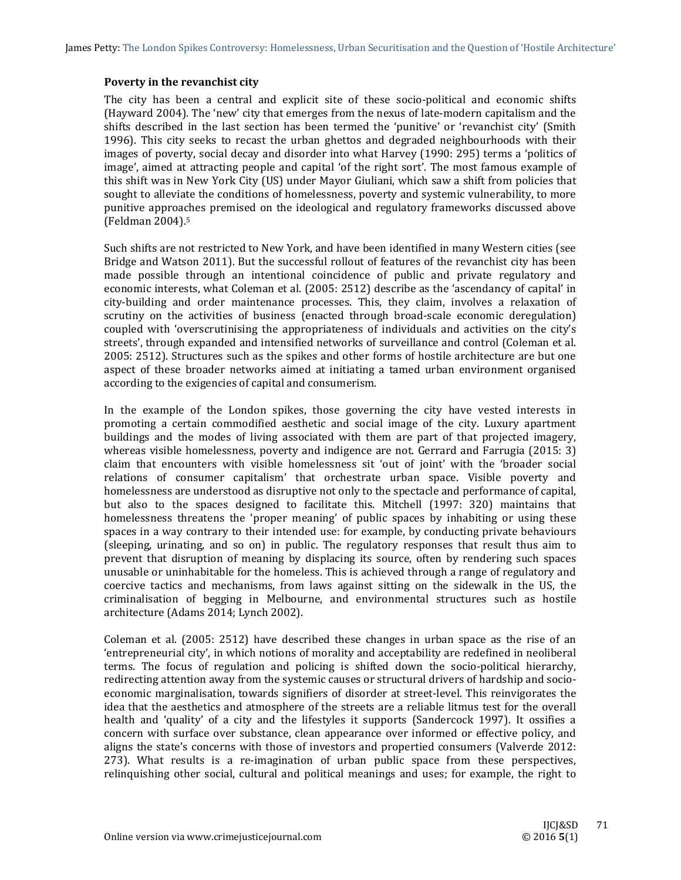**Poverty in the revanchist city**

The city has been a central and explicit site of these socio-political and economic shifts (Hayward 2004). The 'new' city that emerges from the nexus of late-modern capitalism and the shifts described in the last section has been termed the 'punitive' or 'revanchist city' (Smith 1996). This city seeks to recast the urban ghettos and degraded neighbourhoods with their images of poverty, social decay and disorder into what Harvey (1990: 295) terms a 'politics of image', aimed at attracting people and capital 'of the right sort'. The most famous example of this shift was in New York City (US) under Mayor Giuliani, which saw a shift from policies that sought to alleviate the conditions of homelessness, poverty and systemic vulnerability, to more punitive approaches premised on the ideological and regulatory frameworks discussed above (Feldman 2004).[5]

Such shifts are not restricted to New York, and have been identified in many Western cities (see Bridge and Watson 2011). But the successful rollout of features of the revanchist city has been made possible through an intentional coincidence of public and private regulatory and economic interests, what Coleman et al. (2005: 2512) describe as the 'ascendancy of capital' in city-building and order maintenance processes. This, they claim, involves a relaxation of scrutiny on the activities of business (enacted through broad-scale economic deregulation) coupled with 'overscrutinising the appropriateness of individuals and activities on the city's streets', through expanded and intensified networks of surveillance and control (Coleman et al. 2005: 2512). Structures such as the spikes and other forms of hostile architecture are but one aspect of these broader networks aimed at initiating a tamed urban environment organised according to the exigencies of capital and consumerism.

In the example of the London spikes, those governing the city have vested interests in promoting a certain commodified aesthetic and social image of the city. Luxury apartment buildings and the modes of living associated with them are part of that projected imagery, whereas visible homelessness, poverty and indigence are not. Gerrard and Farrugia (2015: 3) claim that encounters with visible homelessness sit 'out of joint' with the 'broader social relations of consumer capitalism' that orchestrate urban space. Visible poverty and homelessness are understood as disruptive not only to the spectacle and performance of capital, but also to the spaces designed to facilitate this. Mitchell (1997: 320) maintains that homelessness threatens the 'proper meaning' of public spaces by inhabiting or using these spaces in a way contrary to their intended use: for example, by conducting private behaviours (sleeping, urinating, and so on) in public. The regulatory responses that result thus aim to prevent that disruption of meaning by displacing its source, often by rendering such spaces unusable or uninhabitable for the homeless. This is achieved through a range of regulatory and coercive tactics and mechanisms, from laws against sitting on the sidewalk in the US, the criminalisation of begging in Melbourne, and environmental structures such as hostile architecture (Adams 2014; Lynch 2002).

Coleman et al. (2005: 2512) have described these changes in urban space as the rise of an 'entrepreneurial city', in which notions of morality and acceptability are redefined in neoliberal terms. The focus of regulation and policing is shifted down the socio-political hierarchy, redirecting attention away from the systemic causes or structural drivers of hardship and socio-economic marginalisation, towards signifiers of disorder at street-level. This reinvigorates the idea that the aesthetics and atmosphere of the streets are a reliable litmus test for the overall health and 'quality' of a city and the lifestyles it supports (Sandercock 1997). It ossifies a concern with surface over substance, clean appearance over informed or effective policy, and aligns the state's concerns with those of investors and propertied consumers (Valverde 2012: 273). What results is a re-imagination of urban public space from these perspectives, relinquishing other social, cultural and political meanings and uses; for example, the right to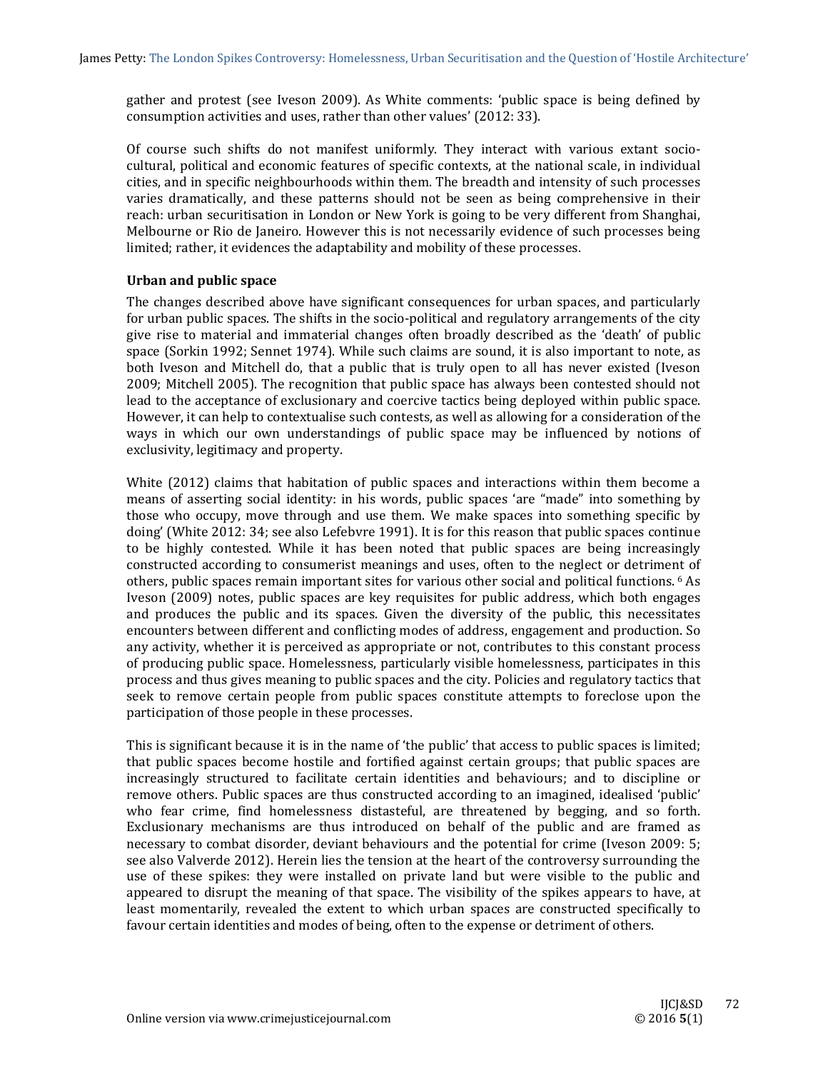gather and protest (see Iveson 2009). As White comments: 'public space is being defined by consumption activities and uses, rather than other values' (2012: 33).

Of course such shifts do not manifest uniformly. They interact with various extant socio-cultural, political and economic features of specific contexts, at the national scale, in individual cities, and in specific neighbourhoods within them. The breadth and intensity of such processes varies dramatically, and these patterns should not be seen as being comprehensive in their reach: urban securitisation in London or New York is going to be very different from Shanghai, Melbourne or Rio de Janeiro. However this is not necessarily evidence of such processes being limited; rather, it evidences the adaptability and mobility of these processes.

**Urban and public space**

The changes described above have significant consequences for urban spaces, and particularly for urban public spaces. The shifts in the socio-political and regulatory arrangements of the city give rise to material and immaterial changes often broadly described as the 'death' of public space (Sorkin 1992; Sennet 1974). While such claims are sound, it is also important to note, as both Iveson and Mitchell do, that a public that is truly open to all has never existed (Iveson 2009; Mitchell 2005). The recognition that public space has always been contested should not lead to the acceptance of exclusionary and coercive tactics being deployed within public space. However, it can help to contextualise such contests, as well as allowing for a consideration of the ways in which our own understandings of public space may be influenced by notions of exclusivity, legitimacy and property.

White (2012) claims that habitation of public spaces and interactions within them become a means of asserting social identity: in his words, public spaces 'are "made" into something by those who occupy, move through and use them. We make spaces into something specific by doing' (White 2012: 34; see also Lefebvre 1991). It is for this reason that public spaces continue to be highly contested. While it has been noted that public spaces are being increasingly constructed according to consumerist meanings and uses, often to the neglect or detriment of others, public spaces remain important sites for various other social and political functions. [6] As Iveson (2009) notes, public spaces are key requisites for public address, which both engages and produces the public and its spaces. Given the diversity of the public, this necessitates encounters between different and conflicting modes of address, engagement and production. So any activity, whether it is perceived as appropriate or not, contributes to this constant process of producing public space. Homelessness, particularly visible homelessness, participates in this process and thus gives meaning to public spaces and the city. Policies and regulatory tactics that seek to remove certain people from public spaces constitute attempts to foreclose upon the participation of those people in these processes.

This is significant because it is in the name of 'the public' that access to public spaces is limited; that public spaces become hostile and fortified against certain groups; that public spaces are increasingly structured to facilitate certain identities and behaviours; and to discipline or remove others. Public spaces are thus constructed according to an imagined, idealised 'public' who fear crime, find homelessness distasteful, are threatened by begging, and so forth. Exclusionary mechanisms are thus introduced on behalf of the public and are framed as necessary to combat disorder, deviant behaviours and the potential for crime (Iveson 2009: 5; see also Valverde 2012). Herein lies the tension at the heart of the controversy surrounding the use of these spikes: they were installed on private land but were visible to the public and appeared to disrupt the meaning of that space. The visibility of the spikes appears to have, at least momentarily, revealed the extent to which urban spaces are constructed specifically to favour certain identities and modes of being, often to the expense or detriment of others.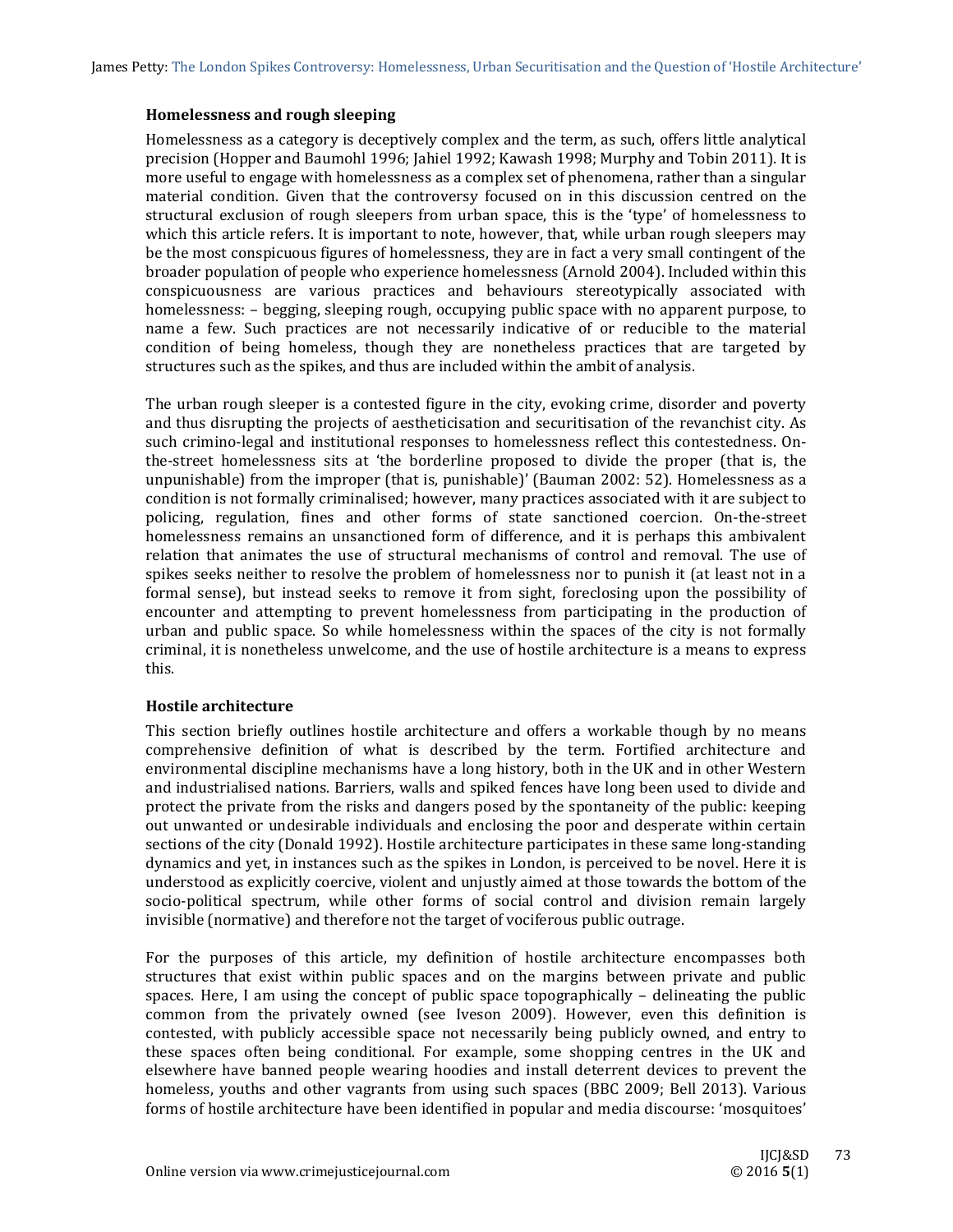### Homelessness and rough sleeping

Homelessness as a category is deceptively complex and the term, as such, offers little analytical precision (Hopper and Baumohl 1996; Jahiel 1992; Kawash 1998; Murphy and Tobin 2011). It is more useful to engage with homelessness as a complex set of phenomena, rather than a singular material condition. Given that the controversy focused on in this discussion centred on the structural exclusion of rough sleepers from urban space, this is the 'type' of homelessness to which this article refers. It is important to note, however, that, while urban rough sleepers may be the most conspicuous figures of homelessness, they are in fact a very small contingent of the broader population of people who experience homelessness (Arnold 2004). Included within this conspicuousness are various practices and behaviours stereotypically associated with homelessness: – begging, sleeping rough, occupying public space with no apparent purpose, to name a few. Such practices are not necessarily indicative of or reducible to the material condition of being homeless, though they are nonetheless practices that are targeted by structures such as the spikes, and thus are included within the ambit of analysis.

The urban rough sleeper is a contested figure in the city, evoking crime, disorder and poverty and thus disrupting the projects of aestheticisation and securitisation of the revanchist city. As such crimino-legal and institutional responses to homelessness reflect this contestedness. On-the-street homelessness sits at 'the borderline proposed to divide the proper (that is, the unpunishable) from the improper (that is, punishable)' (Bauman 2002: 52). Homelessness as a condition is not formally criminalised; however, many practices associated with it are subject to policing, regulation, fines and other forms of state sanctioned coercion. On-the-street homelessness remains an unsanctioned form of difference, and it is perhaps this ambivalent relation that animates the use of structural mechanisms of control and removal. The use of spikes seeks neither to resolve the problem of homelessness nor to punish it (at least not in a formal sense), but instead seeks to remove it from sight, foreclosing upon the possibility of encounter and attempting to prevent homelessness from participating in the production of urban and public space. So while homelessness within the spaces of the city is not formally criminal, it is nonetheless unwelcome, and the use of hostile architecture is a means to express this.

### Hostile architecture

This section briefly outlines hostile architecture and offers a workable though by no means comprehensive definition of what is described by the term. Fortified architecture and environmental discipline mechanisms have a long history, both in the UK and in other Western and industrialised nations. Barriers, walls and spiked fences have long been used to divide and protect the private from the risks and dangers posed by the spontaneity of the public: keeping out unwanted or undesirable individuals and enclosing the poor and desperate within certain sections of the city (Donald 1992). Hostile architecture participates in these same long-standing dynamics and yet, in instances such as the spikes in London, is perceived to be novel. Here it is understood as explicitly coercive, violent and unjustly aimed at those towards the bottom of the socio-political spectrum, while other forms of social control and division remain largely invisible (normative) and therefore not the target of vociferous public outrage.

For the purposes of this article, my definition of hostile architecture encompasses both structures that exist within public spaces and on the margins between private and public spaces. Here, I am using the concept of public space topographically – delineating the public common from the privately owned (see Iveson 2009). However, even this definition is contested, with publicly accessible space not necessarily being publicly owned, and entry to these spaces often being conditional. For example, some shopping centres in the UK and elsewhere have banned people wearing hoodies and install deterrent devices to prevent the homeless, youths and other vagrants from using such spaces (BBC 2009; Bell 2013). Various forms of hostile architecture have been identified in popular and media discourse: 'mosquitoes'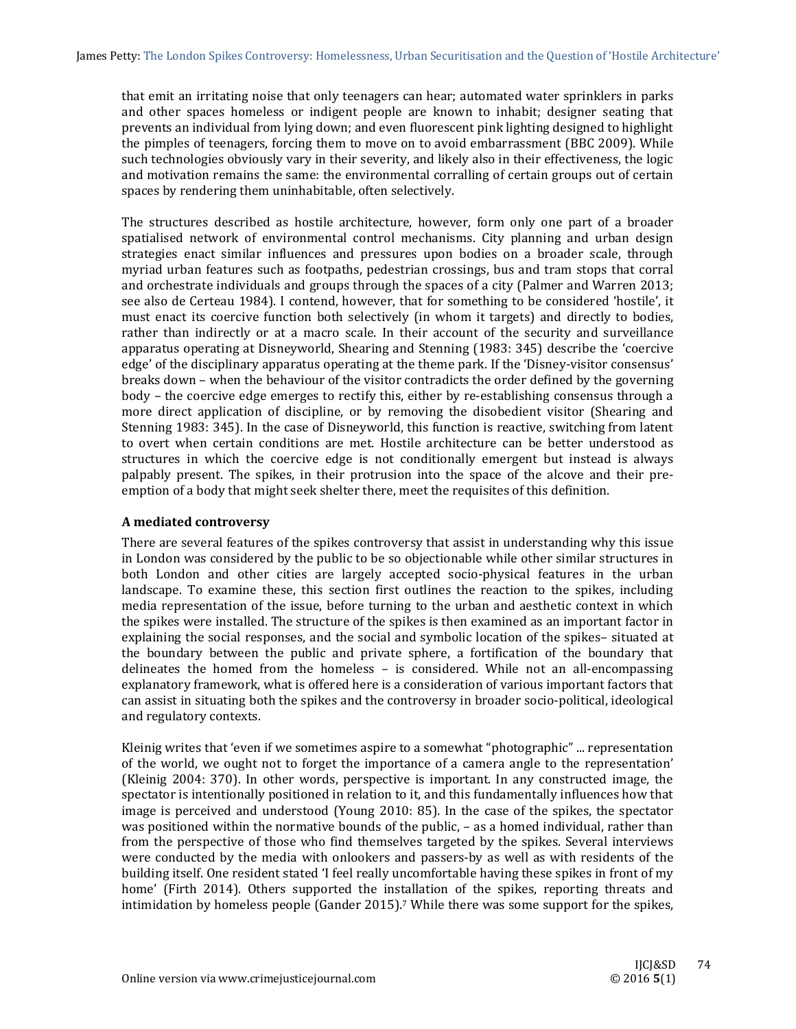that emit an irritating noise that only teenagers can hear; automated water sprinklers in parks and other spaces homeless or indigent people are known to inhabit; designer seating that prevents an individual from lying down; and even fluorescent pink lighting designed to highlight the pimples of teenagers, forcing them to move on to avoid embarrassment (BBC 2009). While such technologies obviously vary in their severity, and likely also in their effectiveness, the logic and motivation remains the same: the environmental corralling of certain groups out of certain spaces by rendering them uninhabitable, often selectively.

The structures described as hostile architecture, however, form only one part of a broader spatialised network of environmental control mechanisms. City planning and urban design strategies enact similar influences and pressures upon bodies on a broader scale, through myriad urban features such as footpaths, pedestrian crossings, bus and tram stops that corral and orchestrate individuals and groups through the spaces of a city (Palmer and Warren 2013; see also de Certeau 1984). I contend, however, that for something to be considered 'hostile', it must enact its coercive function both selectively (in whom it targets) and directly to bodies, rather than indirectly or at a macro scale. In their account of the security and surveillance apparatus operating at Disneyworld, Shearing and Stenning (1983: 345) describe the 'coercive edge' of the disciplinary apparatus operating at the theme park. If the 'Disney-visitor consensus' breaks down – when the behaviour of the visitor contradicts the order defined by the governing body – the coercive edge emerges to rectify this, either by re-establishing consensus through a more direct application of discipline, or by removing the disobedient visitor (Shearing and Stenning 1983: 345). In the case of Disneyworld, this function is reactive, switching from latent to overt when certain conditions are met. Hostile architecture can be better understood as structures in which the coercive edge is not conditionally emergent but instead is always palpably present. The spikes, in their protrusion into the space of the alcove and their pre-emption of a body that might seek shelter there, meet the requisites of this definition.

### A mediated controversy

There are several features of the spikes controversy that assist in understanding why this issue in London was considered by the public to be so objectionable while other similar structures in both London and other cities are largely accepted socio-physical features in the urban landscape. To examine these, this section first outlines the reaction to the spikes, including media representation of the issue, before turning to the urban and aesthetic context in which the spikes were installed. The structure of the spikes is then examined as an important factor in explaining the social responses, and the social and symbolic location of the spikes– situated at the boundary between the public and private sphere, a fortification of the boundary that delineates the homed from the homeless – is considered. While not an all-encompassing explanatory framework, what is offered here is a consideration of various important factors that can assist in situating both the spikes and the controversy in broader socio-political, ideological and regulatory contexts.

Kleinig writes that 'even if we sometimes aspire to a somewhat "photographic" ... representation of the world, we ought not to forget the importance of a camera angle to the representation' (Kleinig 2004: 370). In other words, perspective is important. In any constructed image, the spectator is intentionally positioned in relation to it, and this fundamentally influences how that image is perceived and understood (Young 2010: 85). In the case of the spikes, the spectator was positioned within the normative bounds of the public, – as a homed individual, rather than from the perspective of those who find themselves targeted by the spikes. Several interviews were conducted by the media with onlookers and passers-by as well as with residents of the building itself. One resident stated 'I feel really uncomfortable having these spikes in front of my home' (Firth 2014). Others supported the installation of the spikes, reporting threats and intimidation by homeless people (Gander 2015).[7] While there was some support for the spikes,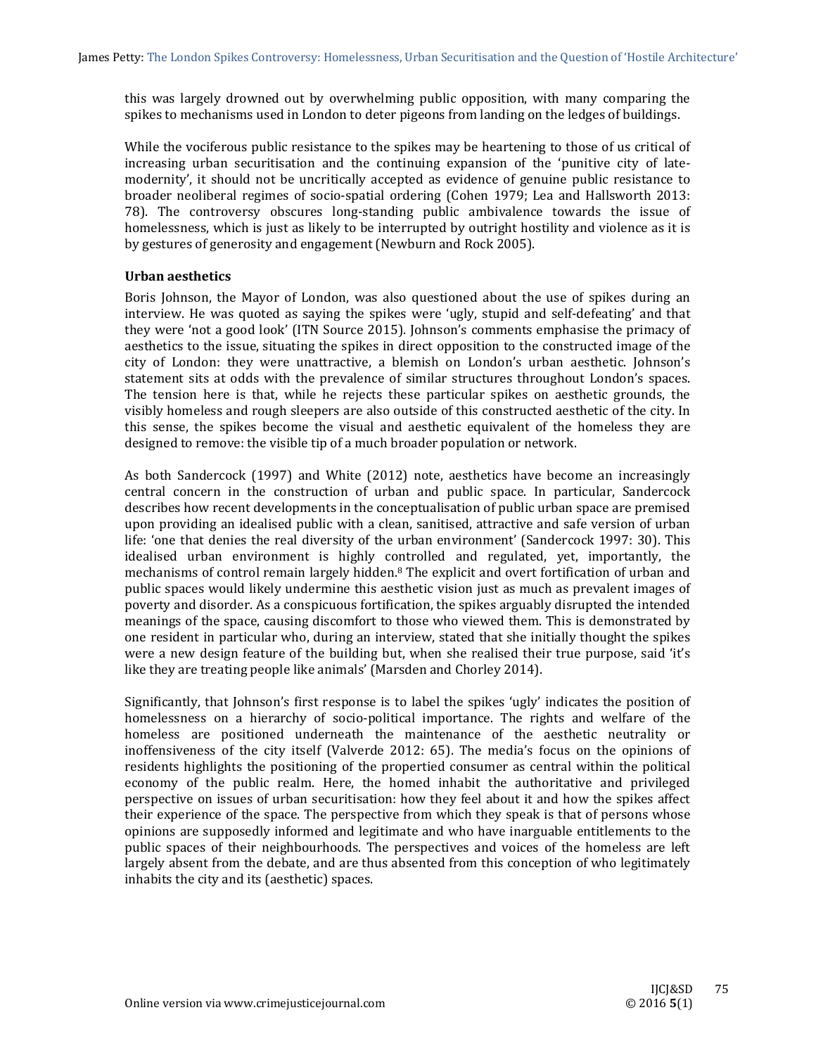this was largely drowned out by overwhelming public opposition, with many comparing the spikes to mechanisms used in London to deter pigeons from landing on the ledges of buildings.

While the vociferous public resistance to the spikes may be heartening to those of us critical of increasing urban securitisation and the continuing expansion of the 'punitive city of late-modernity', it should not be uncritically accepted as evidence of genuine public resistance to broader neoliberal regimes of socio-spatial ordering (Cohen 1979; Lea and Hallsworth 2013: 78). The controversy obscures long-standing public ambivalence towards the issue of homelessness, which is just as likely to be interrupted by outright hostility and violence as it is by gestures of generosity and engagement (Newburn and Rock 2005).

**Urban aesthetics**

Boris Johnson, the Mayor of London, was also questioned about the use of spikes during an interview. He was quoted as saying the spikes were 'ugly, stupid and self-defeating' and that they were 'not a good look' (ITN Source 2015). Johnson's comments emphasise the primacy of aesthetics to the issue, situating the spikes in direct opposition to the constructed image of the city of London: they were unattractive, a blemish on London's urban aesthetic. Johnson's statement sits at odds with the prevalence of similar structures throughout London's spaces. The tension here is that, while he rejects these particular spikes on aesthetic grounds, the visibly homeless and rough sleepers are also outside of this constructed aesthetic of the city. In this sense, the spikes become the visual and aesthetic equivalent of the homeless they are designed to remove: the visible tip of a much broader population or network.

As both Sandercock (1997) and White (2012) note, aesthetics have become an increasingly central concern in the construction of urban and public space. In particular, Sandercock describes how recent developments in the conceptualisation of public urban space are premised upon providing an idealised public with a clean, sanitised, attractive and safe version of urban life: 'one that denies the real diversity of the urban environment' (Sandercock 1997: 30). This idealised urban environment is highly controlled and regulated, yet, importantly, the mechanisms of control remain largely hidden.[8] The explicit and overt fortification of urban and public spaces would likely undermine this aesthetic vision just as much as prevalent images of poverty and disorder. As a conspicuous fortification, the spikes arguably disrupted the intended meanings of the space, causing discomfort to those who viewed them. This is demonstrated by one resident in particular who, during an interview, stated that she initially thought the spikes were a new design feature of the building but, when she realised their true purpose, said 'it's like they are treating people like animals' (Marsden and Chorley 2014).

Significantly, that Johnson's first response is to label the spikes 'ugly' indicates the position of homelessness on a hierarchy of socio-political importance. The rights and welfare of the homeless are positioned underneath the maintenance of the aesthetic neutrality or inoffensiveness of the city itself (Valverde 2012: 65). The media's focus on the opinions of residents highlights the positioning of the propertied consumer as central within the political economy of the public realm. Here, the homed inhabit the authoritative and privileged perspective on issues of urban securitisation: how they feel about it and how the spikes affect their experience of the space. The perspective from which they speak is that of persons whose opinions are supposedly informed and legitimate and who have inarguable entitlements to the public spaces of their neighbourhoods. The perspectives and voices of the homeless are left largely absent from the debate, and are thus absented from this conception of who legitimately inhabits the city and its (aesthetic) spaces.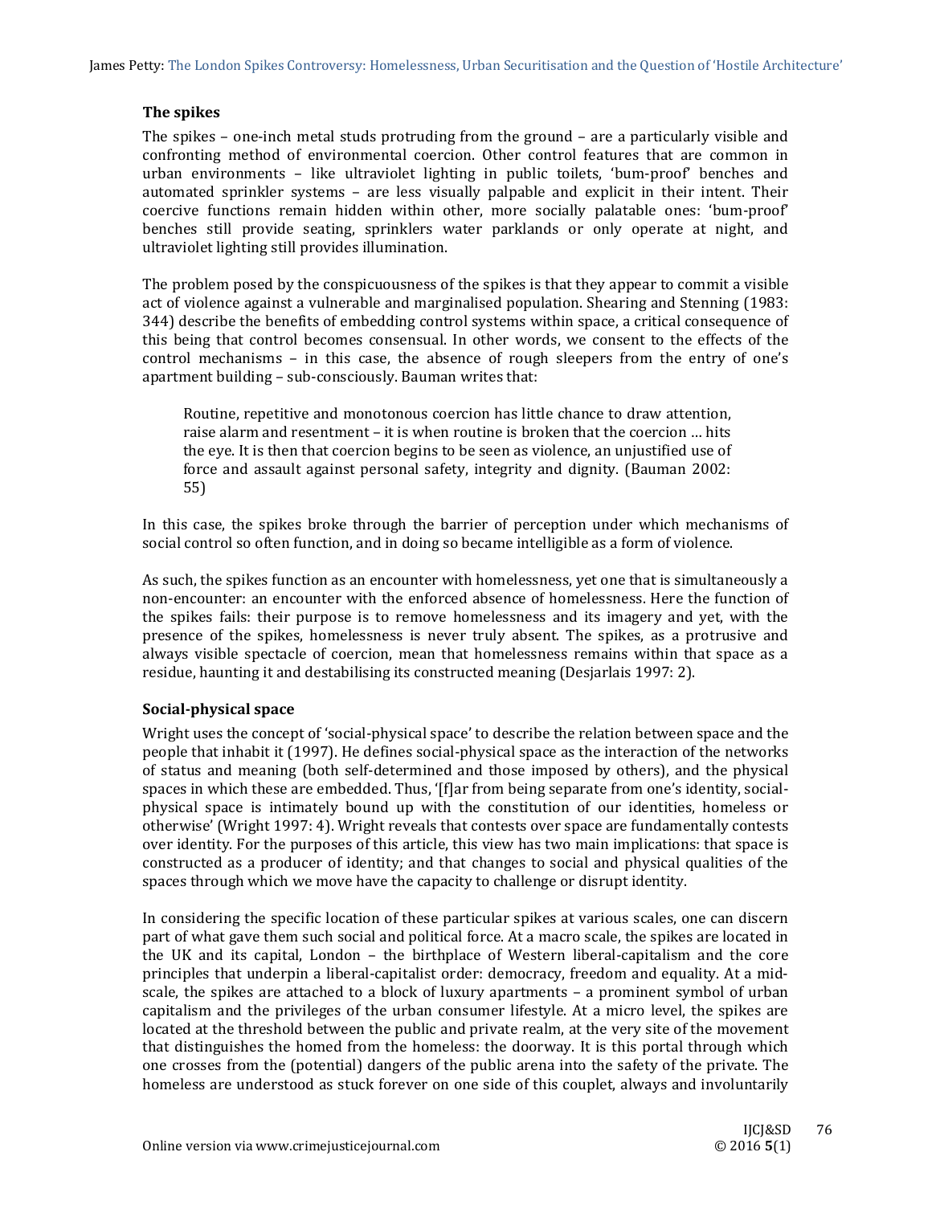### The spikes

The spikes – one-inch metal studs protruding from the ground – are a particularly visible and confronting method of environmental coercion. Other control features that are common in urban environments – like ultraviolet lighting in public toilets, 'bum-proof' benches and automated sprinkler systems – are less visually palpable and explicit in their intent. Their coercive functions remain hidden within other, more socially palatable ones: 'bum-proof' benches still provide seating, sprinklers water parklands or only operate at night, and ultraviolet lighting still provides illumination.

The problem posed by the conspicuousness of the spikes is that they appear to commit a visible act of violence against a vulnerable and marginalised population. Shearing and Stenning (1983: 344) describe the benefits of embedding control systems within space, a critical consequence of this being that control becomes consensual. In other words, we consent to the effects of the control mechanisms – in this case, the absence of rough sleepers from the entry of one's apartment building – sub-consciously. Bauman writes that:

> Routine, repetitive and monotonous coercion has little chance to draw attention, raise alarm and resentment – it is when routine is broken that the coercion … hits the eye. It is then that coercion begins to be seen as violence, an unjustified use of force and assault against personal safety, integrity and dignity. (Bauman 2002: 55)

In this case, the spikes broke through the barrier of perception under which mechanisms of social control so often function, and in doing so became intelligible as a form of violence.

As such, the spikes function as an encounter with homelessness, yet one that is simultaneously a non-encounter: an encounter with the enforced absence of homelessness. Here the function of the spikes fails: their purpose is to remove homelessness and its imagery and yet, with the presence of the spikes, homelessness is never truly absent. The spikes, as a protrusive and always visible spectacle of coercion, mean that homelessness remains within that space as a residue, haunting it and destabilising its constructed meaning (Desjarlais 1997: 2).

### Social-physical space

Wright uses the concept of 'social-physical space' to describe the relation between space and the people that inhabit it (1997). He defines social-physical space as the interaction of the networks of status and meaning (both self-determined and those imposed by others), and the physical spaces in which these are embedded. Thus, '[f]ar from being separate from one's identity, social-physical space is intimately bound up with the constitution of our identities, homeless or otherwise' (Wright 1997: 4). Wright reveals that contests over space are fundamentally contests over identity. For the purposes of this article, this view has two main implications: that space is constructed as a producer of identity; and that changes to social and physical qualities of the spaces through which we move have the capacity to challenge or disrupt identity.

In considering the specific location of these particular spikes at various scales, one can discern part of what gave them such social and political force. At a macro scale, the spikes are located in the UK and its capital, London – the birthplace of Western liberal-capitalism and the core principles that underpin a liberal-capitalist order: democracy, freedom and equality. At a mid-scale, the spikes are attached to a block of luxury apartments – a prominent symbol of urban capitalism and the privileges of the urban consumer lifestyle. At a micro level, the spikes are located at the threshold between the public and private realm, at the very site of the movement that distinguishes the homed from the homeless: the doorway. It is this portal through which one crosses from the (potential) dangers of the public arena into the safety of the private. The homeless are understood as stuck forever on one side of this couplet, always and involuntarily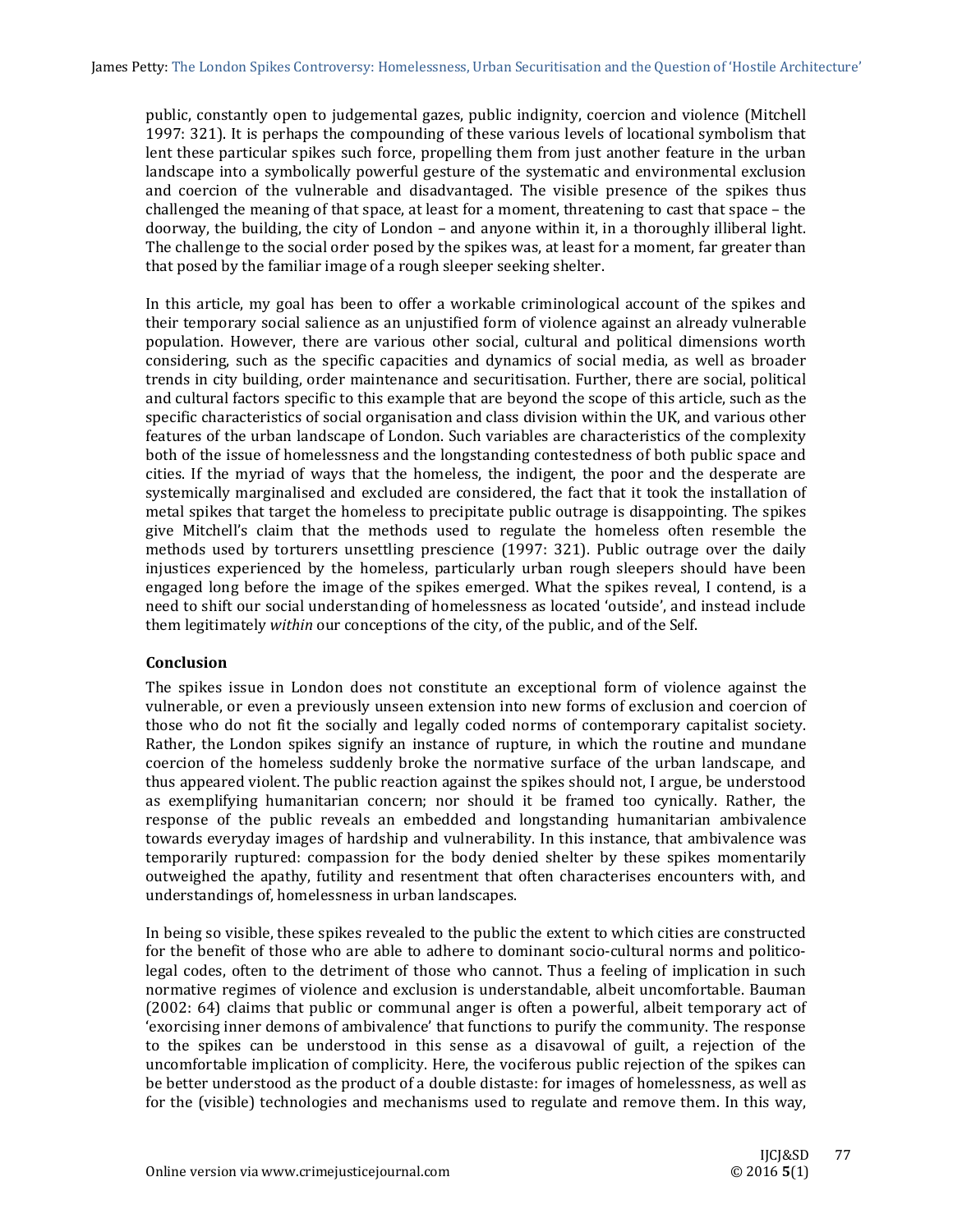public, constantly open to judgemental gazes, public indignity, coercion and violence (Mitchell 1997: 321). It is perhaps the compounding of these various levels of locational symbolism that lent these particular spikes such force, propelling them from just another feature in the urban landscape into a symbolically powerful gesture of the systematic and environmental exclusion and coercion of the vulnerable and disadvantaged. The visible presence of the spikes thus challenged the meaning of that space, at least for a moment, threatening to cast that space – the doorway, the building, the city of London – and anyone within it, in a thoroughly illiberal light. The challenge to the social order posed by the spikes was, at least for a moment, far greater than that posed by the familiar image of a rough sleeper seeking shelter.

In this article, my goal has been to offer a workable criminological account of the spikes and their temporary social salience as an unjustified form of violence against an already vulnerable population. However, there are various other social, cultural and political dimensions worth considering, such as the specific capacities and dynamics of social media, as well as broader trends in city building, order maintenance and securitisation. Further, there are social, political and cultural factors specific to this example that are beyond the scope of this article, such as the specific characteristics of social organisation and class division within the UK, and various other features of the urban landscape of London. Such variables are characteristics of the complexity both of the issue of homelessness and the longstanding contestedness of both public space and cities. If the myriad of ways that the homeless, the indigent, the poor and the desperate are systemically marginalised and excluded are considered, the fact that it took the installation of metal spikes that target the homeless to precipitate public outrage is disappointing. The spikes give Mitchell's claim that the methods used to regulate the homeless often resemble the methods used by torturers unsettling prescience (1997: 321). Public outrage over the daily injustices experienced by the homeless, particularly urban rough sleepers should have been engaged long before the image of the spikes emerged. What the spikes reveal, I contend, is a need to shift our social understanding of homelessness as located 'outside', and instead include them legitimately *within* our conceptions of the city, of the public, and of the Self.

## Conclusion

The spikes issue in London does not constitute an exceptional form of violence against the vulnerable, or even a previously unseen extension into new forms of exclusion and coercion of those who do not fit the socially and legally coded norms of contemporary capitalist society. Rather, the London spikes signify an instance of rupture, in which the routine and mundane coercion of the homeless suddenly broke the normative surface of the urban landscape, and thus appeared violent. The public reaction against the spikes should not, I argue, be understood as exemplifying humanitarian concern; nor should it be framed too cynically. Rather, the response of the public reveals an embedded and longstanding humanitarian ambivalence towards everyday images of hardship and vulnerability. In this instance, that ambivalence was temporarily ruptured: compassion for the body denied shelter by these spikes momentarily outweighed the apathy, futility and resentment that often characterises encounters with, and understandings of, homelessness in urban landscapes.

In being so visible, these spikes revealed to the public the extent to which cities are constructed for the benefit of those who are able to adhere to dominant socio-cultural norms and politico-legal codes, often to the detriment of those who cannot. Thus a feeling of implication in such normative regimes of violence and exclusion is understandable, albeit uncomfortable. Bauman (2002: 64) claims that public or communal anger is often a powerful, albeit temporary act of 'exorcising inner demons of ambivalence' that functions to purify the community. The response to the spikes can be understood in this sense as a disavowal of guilt, a rejection of the uncomfortable implication of complicity. Here, the vociferous public rejection of the spikes can be better understood as the product of a double distaste: for images of homelessness, as well as for the (visible) technologies and mechanisms used to regulate and remove them. In this way,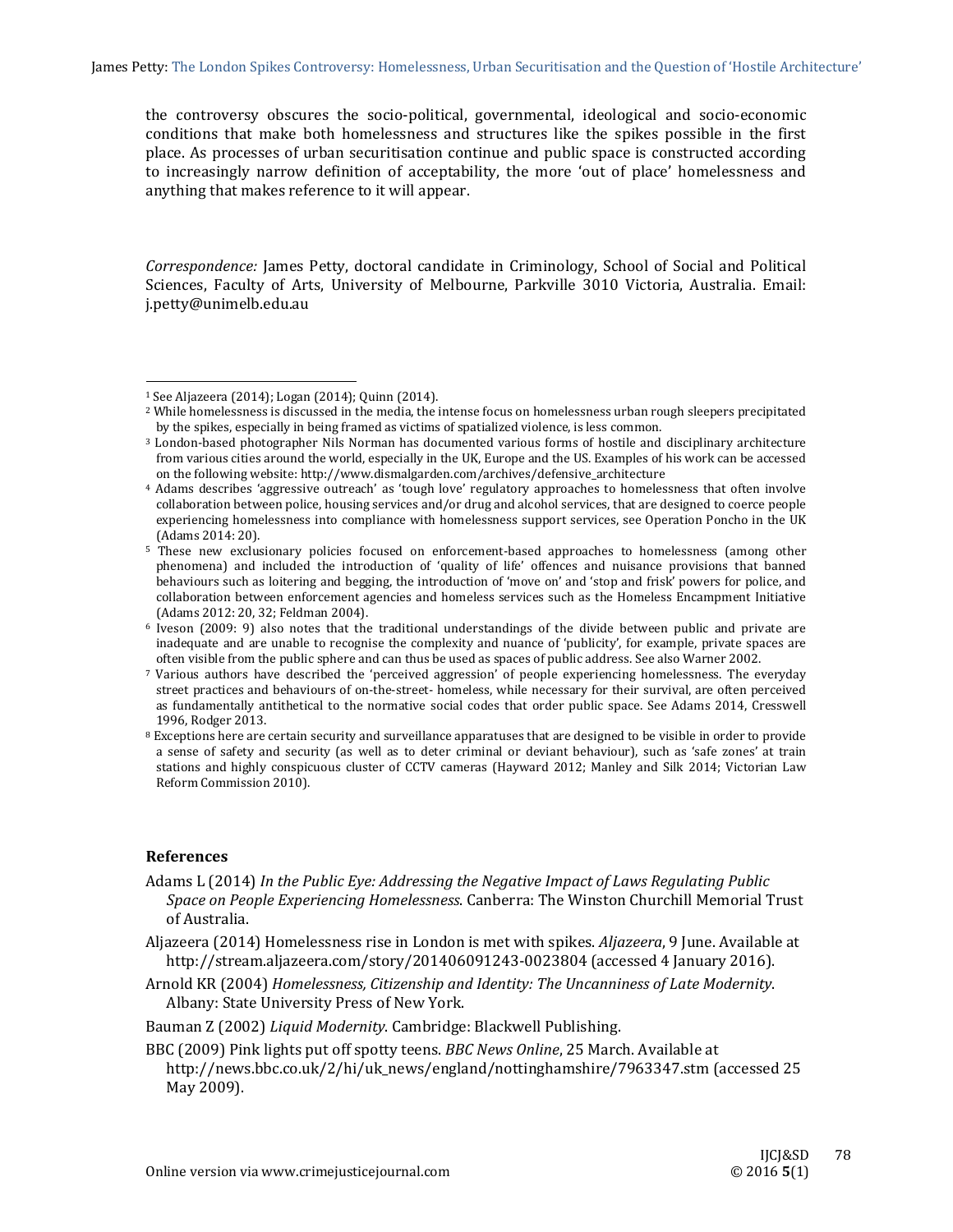the controversy obscures the socio-political, governmental, ideological and socio-economic conditions that make both homelessness and structures like the spikes possible in the first place. As processes of urban securitisation continue and public space is constructed according to increasingly narrow definition of acceptability, the more 'out of place' homelessness and anything that makes reference to it will appear.

*Correspondence:* James Petty, doctoral candidate in Criminology, School of Social and Political Sciences, Faculty of Arts, University of Melbourne, Parkville 3010 Victoria, Australia. Email: j.petty@unimelb.edu.au

---

[1] See Aljazeera (2014); Logan (2014); Quinn (2014).

[2] While homelessness is discussed in the media, the intense focus on homelessness urban rough sleepers precipitated by the spikes, especially in being framed as victims of spatialized violence, is less common.

[3] London-based photographer Nils Norman has documented various forms of hostile and disciplinary architecture from various cities around the world, especially in the UK, Europe and the US. Examples of his work can be accessed on the following website: http://www.dismalgarden.com/archives/defensive_architecture

[4] Adams describes 'aggressive outreach' as 'tough love' regulatory approaches to homelessness that often involve collaboration between police, housing services and/or drug and alcohol services, that are designed to coerce people experiencing homelessness into compliance with homelessness support services, see Operation Poncho in the UK (Adams 2014: 20).

[5] These new exclusionary policies focused on enforcement-based approaches to homelessness (among other phenomena) and included the introduction of 'quality of life' offences and nuisance provisions that banned behaviours such as loitering and begging, the introduction of 'move on' and 'stop and frisk' powers for police, and collaboration between enforcement agencies and homeless services such as the Homeless Encampment Initiative (Adams 2012: 20, 32; Feldman 2004).

[6] Iveson (2009: 9) also notes that the traditional understandings of the divide between public and private are inadequate and are unable to recognise the complexity and nuance of 'publicity', for example, private spaces are often visible from the public sphere and can thus be used as spaces of public address. See also Warner 2002.

[7] Various authors have described the 'perceived aggression' of people experiencing homelessness. The everyday street practices and behaviours of on-the-street- homeless, while necessary for their survival, are often perceived as fundamentally antithetical to the normative social codes that order public space. See Adams 2014, Cresswell 1996, Rodger 2013.

[8] Exceptions here are certain security and surveillance apparatuses that are designed to be visible in order to provide a sense of safety and security (as well as to deter criminal or deviant behaviour), such as 'safe zones' at train stations and highly conspicuous cluster of CCTV cameras (Hayward 2012; Manley and Silk 2014; Victorian Law Reform Commission 2010).

### References

Adams L (2014) *In the Public Eye: Addressing the Negative Impact of Laws Regulating Public Space on People Experiencing Homelessness*. Canberra: The Winston Churchill Memorial Trust of Australia.

Aljazeera (2014) Homelessness rise in London is met with spikes. *Aljazeera*, 9 June. Available at http://stream.aljazeera.com/story/201406091243-0023804 (accessed 4 January 2016).

Arnold KR (2004) *Homelessness, Citizenship and Identity: The Uncanniness of Late Modernity*. Albany: State University Press of New York.

Bauman Z (2002) *Liquid Modernity*. Cambridge: Blackwell Publishing.

BBC (2009) Pink lights put off spotty teens. *BBC News Online*, 25 March. Available at http://news.bbc.co.uk/2/hi/uk_news/england/nottinghamshire/7963347.stm (accessed 25 May 2009).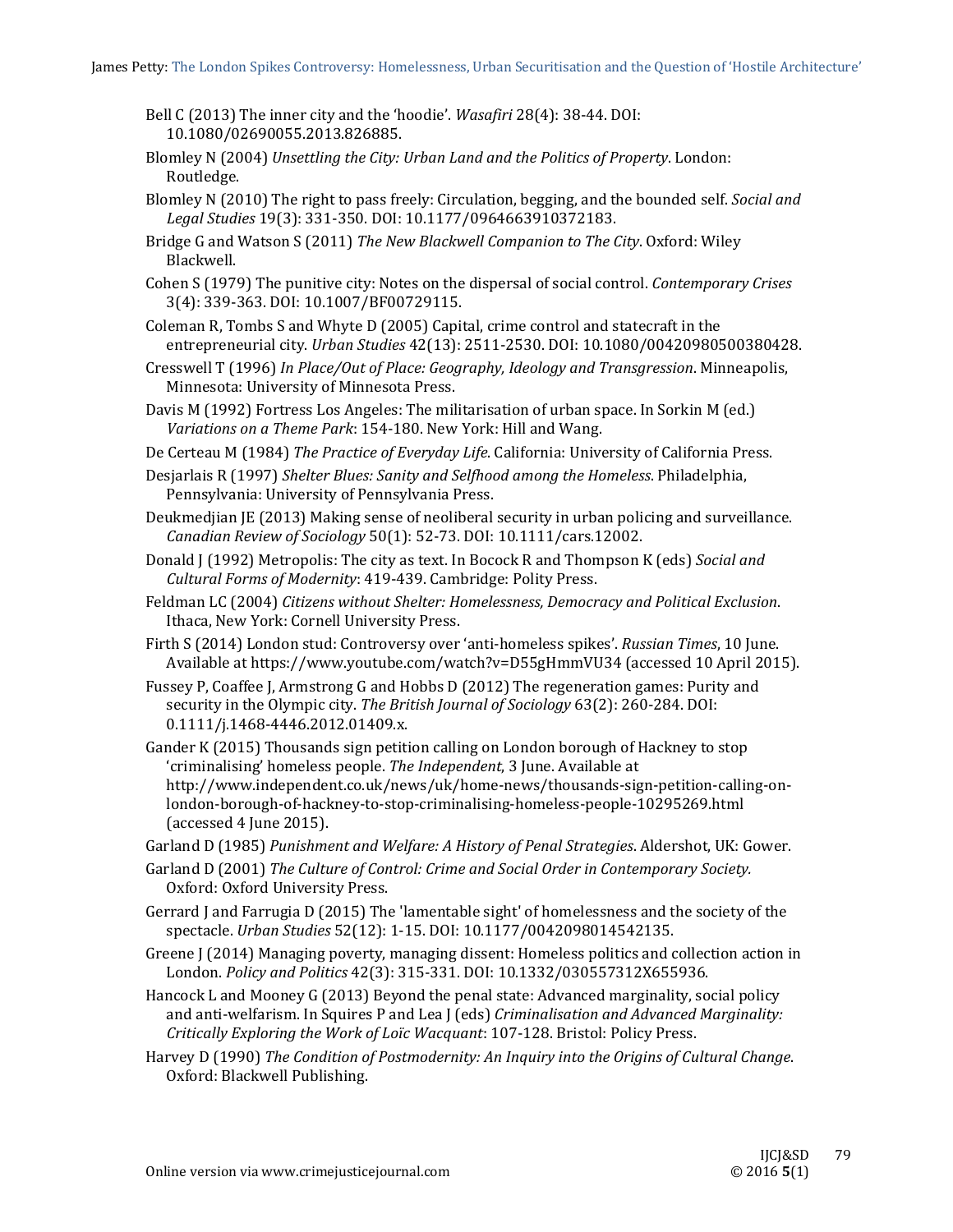Bell C (2013) The inner city and the 'hoodie'. *Wasafiri* 28(4): 38-44. DOI: 10.1080/02690055.2013.826885.

Blomley N (2004) *Unsettling the City: Urban Land and the Politics of Property*. London: Routledge.

Blomley N (2010) The right to pass freely: Circulation, begging, and the bounded self. *Social and Legal Studies* 19(3): 331-350. DOI: 10.1177/0964663910372183.

Bridge G and Watson S (2011) *The New Blackwell Companion to The City*. Oxford: Wiley Blackwell.

Cohen S (1979) The punitive city: Notes on the dispersal of social control. *Contemporary Crises* 3(4): 339-363. DOI: 10.1007/BF00729115.

Coleman R, Tombs S and Whyte D (2005) Capital, crime control and statecraft in the entrepreneurial city. *Urban Studies* 42(13): 2511-2530. DOI: 10.1080/00420980500380428.

Cresswell T (1996) *In Place/Out of Place: Geography, Ideology and Transgression*. Minneapolis, Minnesota: University of Minnesota Press.

Davis M (1992) Fortress Los Angeles: The militarisation of urban space. In Sorkin M (ed.) *Variations on a Theme Park*: 154-180. New York: Hill and Wang.

De Certeau M (1984) *The Practice of Everyday Life*. California: University of California Press.

Desjarlais R (1997) *Shelter Blues: Sanity and Selfhood among the Homeless*. Philadelphia, Pennsylvania: University of Pennsylvania Press.

Deukmedjian JE (2013) Making sense of neoliberal security in urban policing and surveillance. *Canadian Review of Sociology* 50(1): 52-73. DOI: 10.1111/cars.12002.

Donald J (1992) Metropolis: The city as text. In Bocock R and Thompson K (eds) *Social and Cultural Forms of Modernity*: 419-439. Cambridge: Polity Press.

Feldman LC (2004) *Citizens without Shelter: Homelessness, Democracy and Political Exclusion*. Ithaca, New York: Cornell University Press.

Firth S (2014) London stud: Controversy over 'anti-homeless spikes'. *Russian Times*, 10 June. Available at https://www.youtube.com/watch?v=D55gHmmVU34 (accessed 10 April 2015).

Fussey P, Coaffee J, Armstrong G and Hobbs D (2012) The regeneration games: Purity and security in the Olympic city. *The British Journal of Sociology* 63(2): 260-284. DOI: 0.1111/j.1468-4446.2012.01409.x.

Gander K (2015) Thousands sign petition calling on London borough of Hackney to stop 'criminalising' homeless people. *The Independent*, 3 June. Available at http://www.independent.co.uk/news/uk/home-news/thousands-sign-petition-calling-on-london-borough-of-hackney-to-stop-criminalising-homeless-people-10295269.html (accessed 4 June 2015).

Garland D (1985) *Punishment and Welfare: A History of Penal Strategies*. Aldershot, UK: Gower.

Garland D (2001) *The Culture of Control: Crime and Social Order in Contemporary Society.* Oxford: Oxford University Press.

Gerrard J and Farrugia D (2015) The 'lamentable sight' of homelessness and the society of the spectacle. *Urban Studies* 52(12): 1-15. DOI: 10.1177/0042098014542135.

Greene J (2014) Managing poverty, managing dissent: Homeless politics and collection action in London. *Policy and Politics* 42(3): 315-331. DOI: 10.1332/030557312X655936.

Hancock L and Mooney G (2013) Beyond the penal state: Advanced marginality, social policy and anti-welfarism. In Squires P and Lea J (eds) *Criminalisation and Advanced Marginality: Critically Exploring the Work of Loïc Wacquant*: 107-128. Bristol: Policy Press.

Harvey D (1990) *The Condition of Postmodernity: An Inquiry into the Origins of Cultural Change*. Oxford: Blackwell Publishing.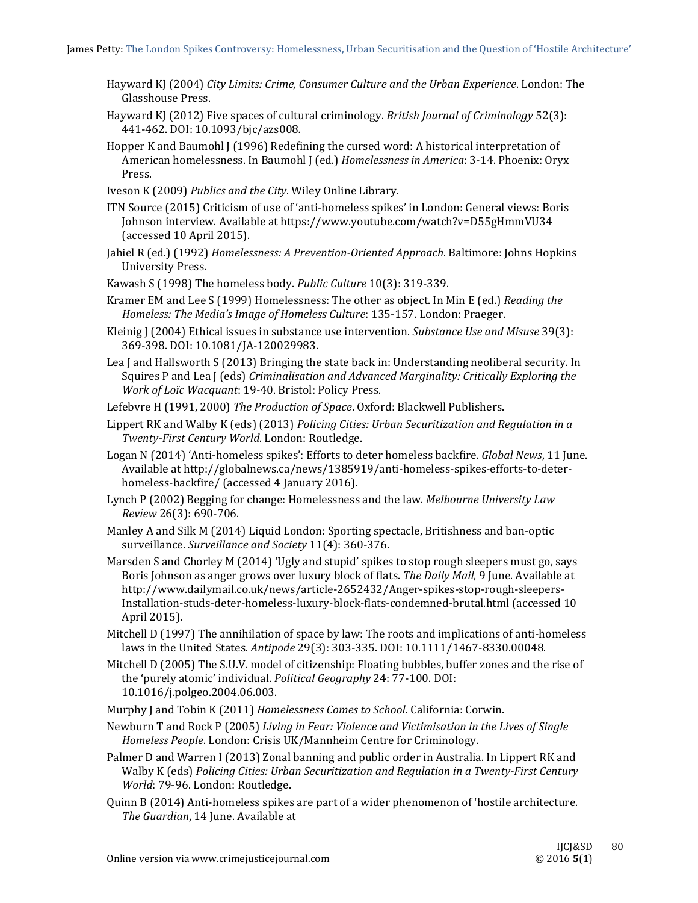Hayward KJ (2004) *City Limits: Crime, Consumer Culture and the Urban Experience*. London: The Glasshouse Press.

Hayward KJ (2012) Five spaces of cultural criminology. *British Journal of Criminology* 52(3): 441-462. DOI: 10.1093/bjc/azs008.

Hopper K and Baumohl J (1996) Redefining the cursed word: A historical interpretation of American homelessness. In Baumohl J (ed.) *Homelessness in America*: 3-14. Phoenix: Oryx Press.

Iveson K (2009) *Publics and the City*. Wiley Online Library.

ITN Source (2015) Criticism of use of 'anti-homeless spikes' in London: General views: Boris Johnson interview. Available at https://www.youtube.com/watch?v=D55gHmmVU34 (accessed 10 April 2015).

Jahiel R (ed.) (1992) *Homelessness: A Prevention-Oriented Approach*. Baltimore: Johns Hopkins University Press.

Kawash S (1998) The homeless body. *Public Culture* 10(3): 319-339.

Kramer EM and Lee S (1999) Homelessness: The other as object. In Min E (ed.) *Reading the Homeless: The Media's Image of Homeless Culture*: 135-157. London: Praeger.

Kleinig J (2004) Ethical issues in substance use intervention. *Substance Use and Misuse* 39(3): 369-398. DOI: 10.1081/JA-120029983.

Lea J and Hallsworth S (2013) Bringing the state back in: Understanding neoliberal security. In Squires P and Lea J (eds) *Criminalisation and Advanced Marginality: Critically Exploring the Work of Loïc Wacquant*: 19-40. Bristol: Policy Press.

Lefebvre H (1991, 2000) *The Production of Space*. Oxford: Blackwell Publishers.

Lippert RK and Walby K (eds) (2013) *Policing Cities: Urban Securitization and Regulation in a Twenty-First Century World*. London: Routledge.

Logan N (2014) 'Anti-homeless spikes': Efforts to deter homeless backfire. *Global News*, 11 June. Available at http://globalnews.ca/news/1385919/anti-homeless-spikes-efforts-to-deter-homeless-backfire/ (accessed 4 January 2016).

Lynch P (2002) Begging for change: Homelessness and the law. *Melbourne University Law Review* 26(3): 690-706.

Manley A and Silk M (2014) Liquid London: Sporting spectacle, Britishness and ban-optic surveillance. *Surveillance and Society* 11(4): 360-376.

Marsden S and Chorley M (2014) 'Ugly and stupid' spikes to stop rough sleepers must go, says Boris Johnson as anger grows over luxury block of flats. *The Daily Mail*, 9 June. Available at http://www.dailymail.co.uk/news/article-2652432/Anger-spikes-stop-rough-sleepers-Installation-studs-deter-homeless-luxury-block-flats-condemned-brutal.html (accessed 10 April 2015).

Mitchell D (1997) The annihilation of space by law: The roots and implications of anti-homeless laws in the United States. *Antipode* 29(3): 303-335. DOI: 10.1111/1467-8330.00048.

Mitchell D (2005) The S.U.V. model of citizenship: Floating bubbles, buffer zones and the rise of the 'purely atomic' individual. *Political Geography* 24: 77-100. DOI: 10.1016/j.polgeo.2004.06.003.

Murphy J and Tobin K (2011) *Homelessness Comes to School*. California: Corwin.

Newburn T and Rock P (2005) *Living in Fear: Violence and Victimisation in the Lives of Single Homeless People*. London: Crisis UK/Mannheim Centre for Criminology.

Palmer D and Warren I (2013) Zonal banning and public order in Australia. In Lippert RK and Walby K (eds) *Policing Cities: Urban Securitization and Regulation in a Twenty-First Century World*: 79-96. London: Routledge.

Quinn B (2014) Anti-homeless spikes are part of a wider phenomenon of 'hostile architecture. *The Guardian*, 14 June. Available at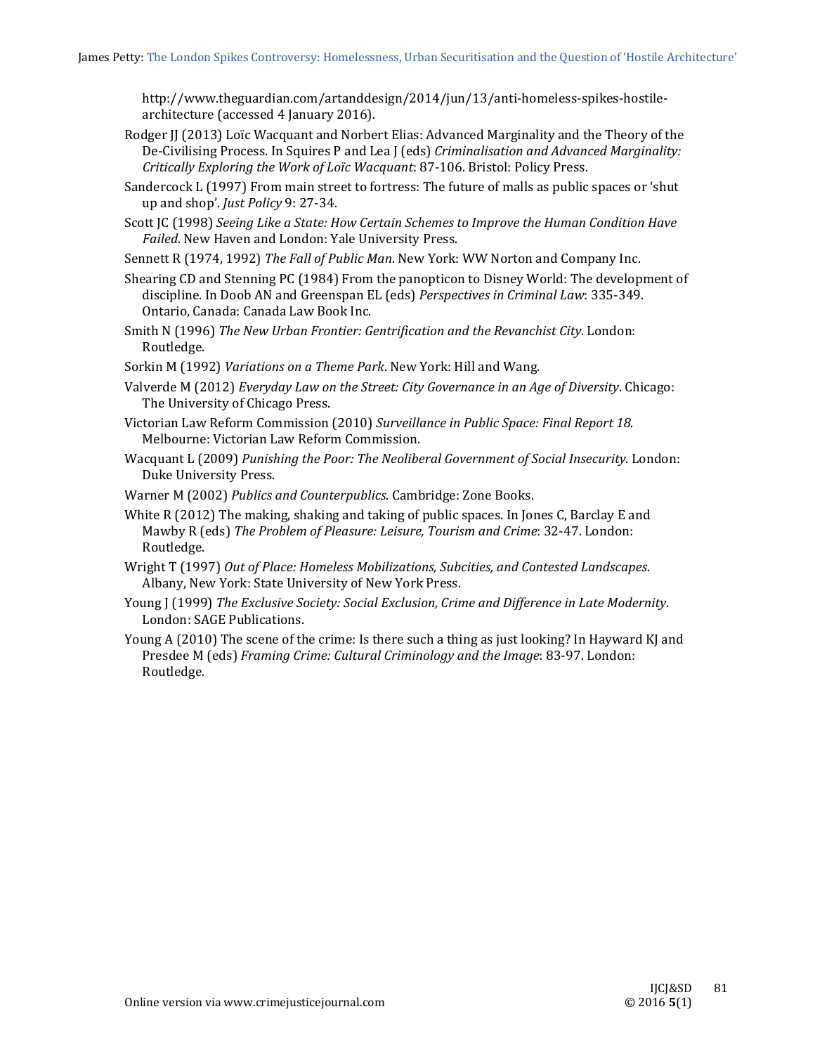http://www.theguardian.com/artanddesign/2014/jun/13/anti-homeless-spikes-hostile-architecture (accessed 4 January 2016).

Rodger JJ (2013) Loïc Wacquant and Norbert Elias: Advanced Marginality and the Theory of the De-Civilising Process. In Squires P and Lea J (eds) *Criminalisation and Advanced Marginality: Critically Exploring the Work of Loïc Wacquant*: 87-106. Bristol: Policy Press.

Sandercock L (1997) From main street to fortress: The future of malls as public spaces or 'shut up and shop'. *Just Policy* 9: 27-34.

Scott JC (1998) *Seeing Like a State: How Certain Schemes to Improve the Human Condition Have Failed*. New Haven and London: Yale University Press.

Sennett R (1974, 1992) *The Fall of Public Man*. New York: WW Norton and Company Inc.

Shearing CD and Stenning PC (1984) From the panopticon to Disney World: The development of discipline. In Doob AN and Greenspan EL (eds) *Perspectives in Criminal Law*: 335-349. Ontario, Canada: Canada Law Book Inc.

Smith N (1996) *The New Urban Frontier: Gentrification and the Revanchist City*. London: Routledge.

Sorkin M (1992) *Variations on a Theme Park*. New York: Hill and Wang.

Valverde M (2012) *Everyday Law on the Street: City Governance in an Age of Diversity*. Chicago: The University of Chicago Press.

Victorian Law Reform Commission (2010) *Surveillance in Public Space: Final Report 18*. Melbourne: Victorian Law Reform Commission.

Wacquant L (2009) *Punishing the Poor: The Neoliberal Government of Social Insecurity*. London: Duke University Press.

Warner M (2002) *Publics and Counterpublics*. Cambridge: Zone Books.

White R (2012) The making, shaking and taking of public spaces. In Jones C, Barclay E and Mawby R (eds) *The Problem of Pleasure: Leisure, Tourism and Crime*: 32-47. London: Routledge.

Wright T (1997) *Out of Place: Homeless Mobilizations, Subcities, and Contested Landscapes*. Albany, New York: State University of New York Press.

Young J (1999) *The Exclusive Society: Social Exclusion, Crime and Difference in Late Modernity*. London: SAGE Publications.

Young A (2010) The scene of the crime: Is there such a thing as just looking? In Hayward KJ and Presdee M (eds) *Framing Crime: Cultural Criminology and the Image*: 83-97. London: Routledge.